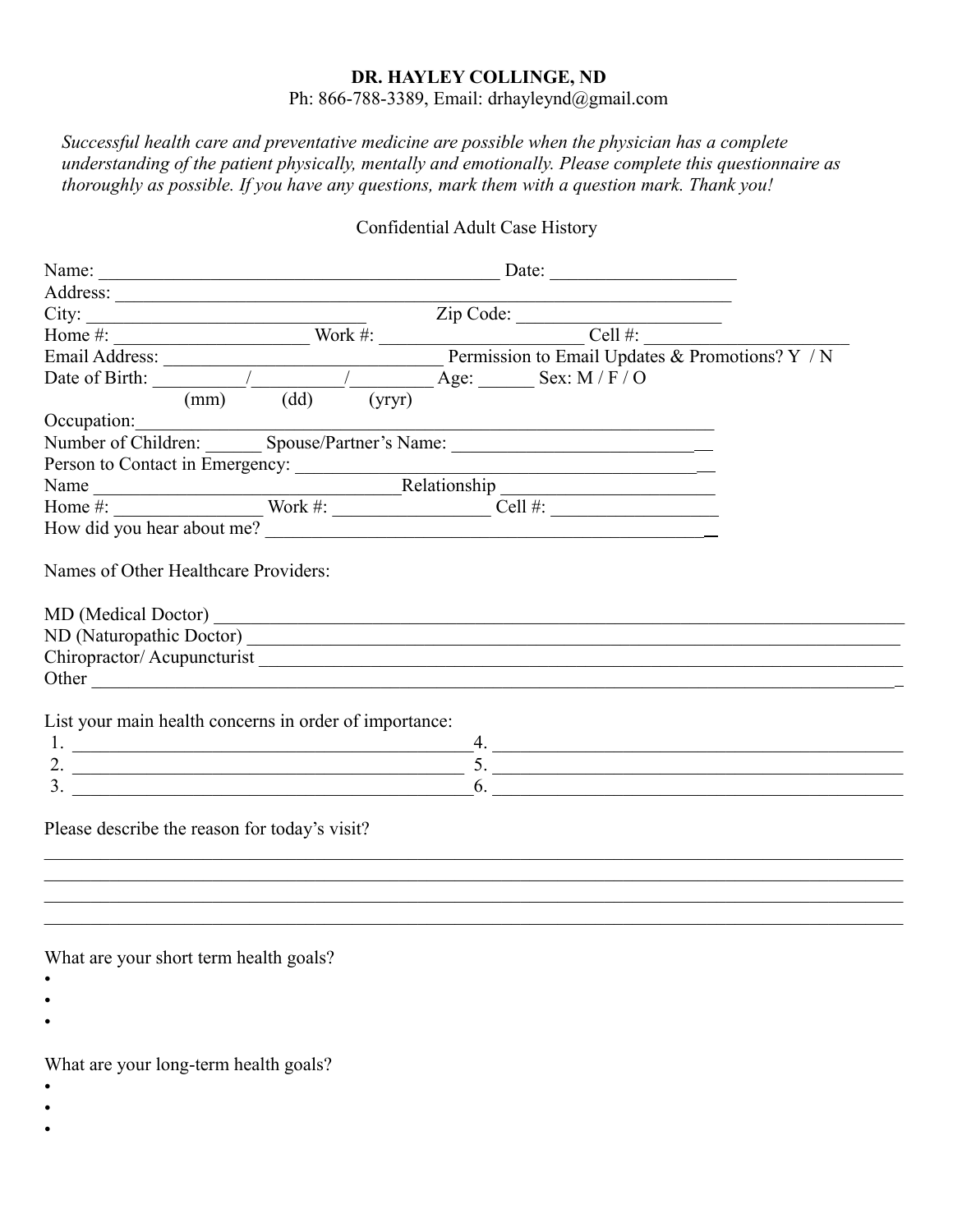**DR. HAYLEY COLLINGE, ND**
Ph: 866-788-3389, Email: drhayleynd@gmail.com

*Successful health care and preventative medicine are possible when the physician has a complete understanding of the patient physically, mentally and emotionally. Please complete this questionnaire as thoroughly as possible. If you have any questions, mark them with a question mark. Thank you!*

Confidential Adult Case History

Name: _______________________________________________ Date: ____________________

Address: ___________________________________________________________________________

City: ______________________________ Zip Code: ______________________

Home #: _____________________ Work #: ______________________ Cell #: _____________________

Email Address: ______________________________ Permission to Email Updates & Promotions? Y / N

Date of Birth: _________/_________/_________ Age: ______ Sex: M / F / O
(mm) (dd) (yryr)

Occupation:_________________________________________________________________

Number of Children: ______ Spouse/Partner's Name: ____________________________

Person to Contact in Emergency: ______________________________________________

Name _________________________________Relationship _______________________

Home #: ________________ Work #: ________________ Cell #: __________________

How did you hear about me? ___________________________________________________

Names of Other Healthcare Providers:

MD (Medical Doctor) ___________________________________________________________________________

ND (Naturopathic Doctor) _______________________________________________________________________

Chiropractor/ Acupuncturist _____________________________________________________________________

Other ______________________________________________________________________________________

List your main health concerns in order of importance:

1. _____________________________________________ 4. _____________________________________________
2. _____________________________________________ 5. _____________________________________________
3. _____________________________________________ 6. _____________________________________________

Please describe the reason for today's visit?

___________________________________________________________________________________________
___________________________________________________________________________________________
___________________________________________________________________________________________
___________________________________________________________________________________________

What are your short term health goals?

- 
- 
- 

What are your long-term health goals?

- 
- 
-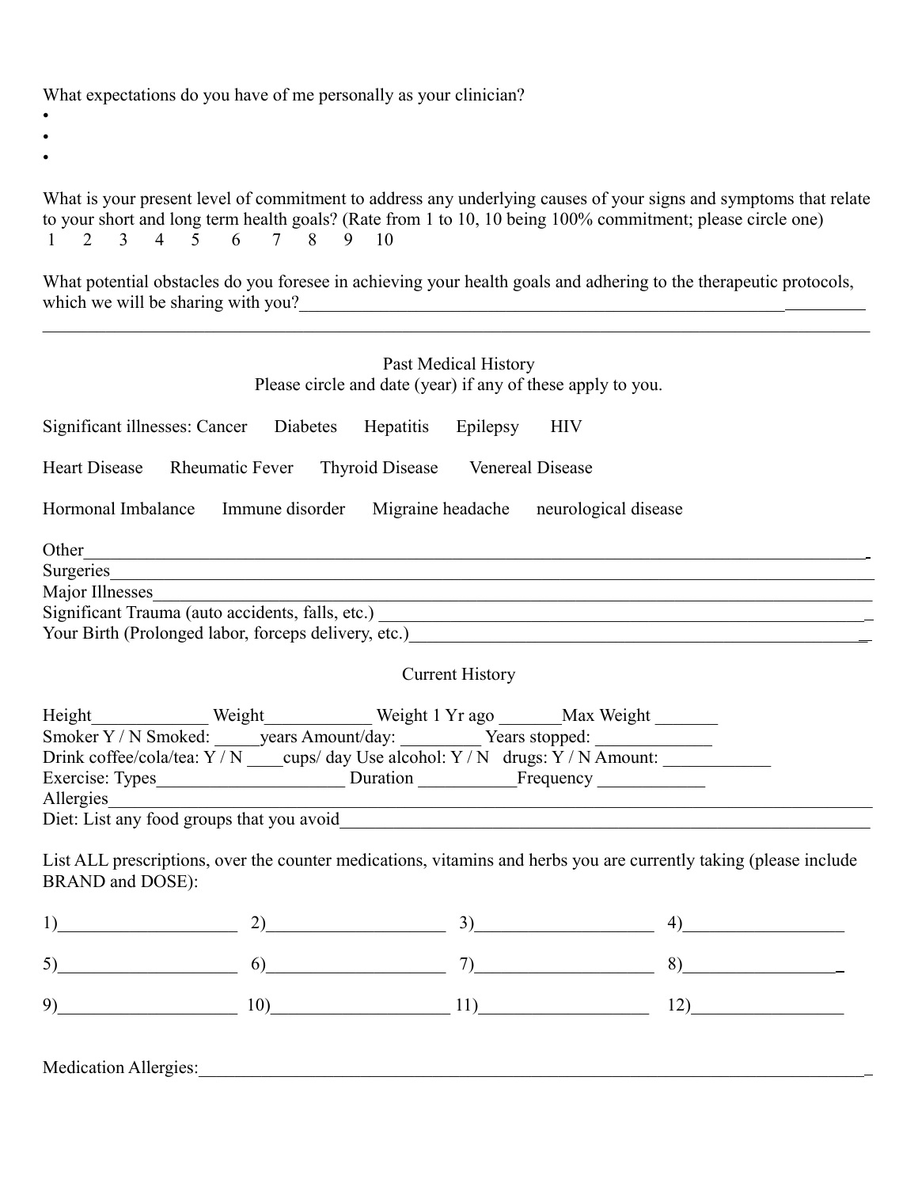What expectations do you have of me personally as your clinician?

- 
- 
- 

What is your present level of commitment to address any underlying causes of your signs and symptoms that relate to your short and long term health goals? (Rate from 1 to 10, 10 being 100% commitment; please circle one)

1 2 3 4 5 6 7 8 9 10

What potential obstacles do you foresee in achieving your health goals and adhering to the therapeutic protocols, which we will be sharing with you?_____________________________________________________________________

___________________________________________________________________________________________

## Past Medical History

Please circle and date (year) if any of these apply to you.

Significant illnesses: Cancer Diabetes Hepatitis Epilepsy HIV

Heart Disease Rheumatic Fever Thyroid Disease Venereal Disease

Hormonal Imbalance Immune disorder Migraine headache neurological disease

Other_______________________________________________________________________________________

Surgeries____________________________________________________________________________________

Major Illnesses_______________________________________________________________________________

Significant Trauma (auto accidents, falls, etc.) ______________________________________________________

Your Birth (Prolonged labor, forceps delivery, etc.)___________________________________________________

## Current History

Height_____________ Weight____________ Weight 1 Yr ago _______Max Weight _______

Smoker Y / N Smoked: _____years Amount/day: _________ Years stopped: _____________

Drink coffee/cola/tea: Y / N ____cups/ day Use alcohol: Y / N drugs: Y / N Amount: ____________

Exercise: Types_____________________ Duration ___________Frequency ____________

Allergies____________________________________________________________________________________

Diet: List any food groups that you avoid___________________________________________________________

List ALL prescriptions, over the counter medications, vitamins and herbs you are currently taking (please include BRAND and DOSE):

1)____________________ 2)____________________ 3)____________________ 4)__________________

5)____________________ 6)____________________ 7)____________________ 8)__________________

9)____________________ 10)___________________ 11)___________________ 12)_________________

Medication Allergies:_________________________________________________________________________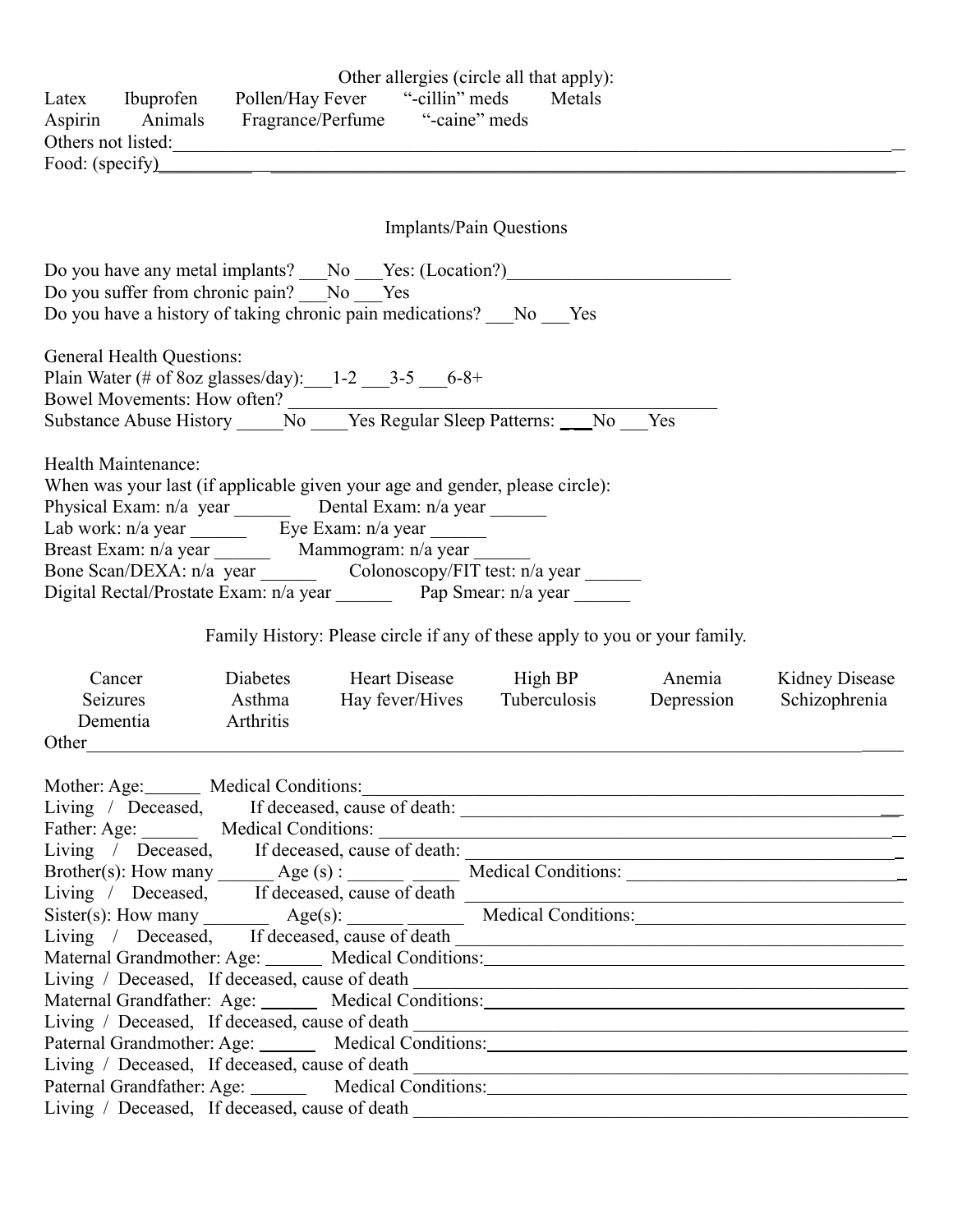Other allergies (circle all that apply):

Latex Ibuprofen Pollen/Hay Fever "-cillin" meds Metals
Aspirin Animals Fragrance/Perfume "-caine" meds

Others not listed:______________________________________________________________________________

Food: (specify)______________________________________________________________________________

## Implants/Pain Questions

Do you have any metal implants? ___No ___Yes: (Location?)________________________

Do you suffer from chronic pain? ___No ___Yes

Do you have a history of taking chronic pain medications? ___No ___Yes

General Health Questions:

Plain Water (# of 8oz glasses/day): ___1-2 ___3-5 ___6-8+

Bowel Movements: How often? ________________________________________

Substance Abuse History _____No ____Yes Regular Sleep Patterns: ___No ___Yes

Health Maintenance:

When was your last (if applicable given your age and gender, please circle):

Physical Exam: n/a year ______ Dental Exam: n/a year ______

Lab work: n/a year ______ Eye Exam: n/a year ______

Breast Exam: n/a year ______ Mammogram: n/a year ______

Bone Scan/DEXA: n/a year ______ Colonoscopy/FIT test: n/a year ______

Digital Rectal/Prostate Exam: n/a year ______ Pap Smear: n/a year ______

Family History: Please circle if any of these apply to you or your family.

| | | | | | |
|---|---|---|---|---|---|
| Cancer | Diabetes | Heart Disease | High BP | Anemia | Kidney Disease |
| Seizures | Asthma | Hay fever/Hives | Tuberculosis | Depression | Schizophrenia |
| Dementia | Arthritis | | | | |

Other______________________________________________________________________________

Mother: Age:______ Medical Conditions:________________________________________________

Living / Deceased, If deceased, cause of death: ________________________________________

Father: Age: ______ Medical Conditions: ________________________________________________

Living / Deceased, If deceased, cause of death: ________________________________________

Brother(s): How many ______ Age (s) : ______ _____ Medical Conditions: ____________________

Living / Deceased, If deceased, cause of death ________________________________________

Sister(s): How many _______ Age(s): ______ ______ Medical Conditions:____________________

Living / Deceased, If deceased, cause of death ________________________________________

Maternal Grandmother: Age: ______ Medical Conditions:________________________________

Living / Deceased, If deceased, cause of death ________________________________________

Maternal Grandfather: Age: ______ Medical Conditions:________________________________

Living / Deceased, If deceased, cause of death ________________________________________

Paternal Grandmother: Age: ______ Medical Conditions:________________________________

Living / Deceased, If deceased, cause of death ________________________________________

Paternal Grandfather: Age: ______ Medical Conditions:________________________________

Living / Deceased, If deceased, cause of death ________________________________________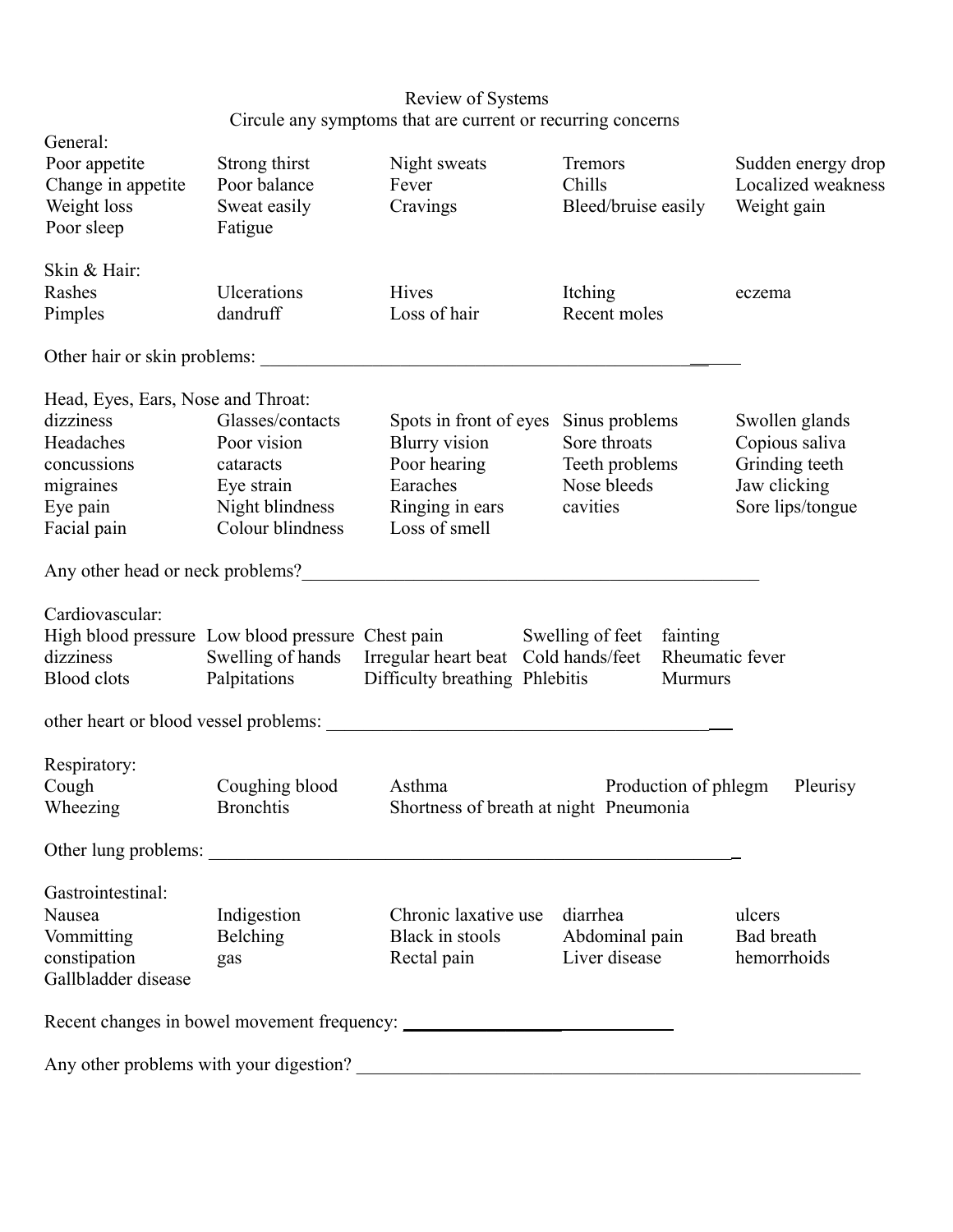Review of Systems

Circule any symptoms that are current or recurring concerns

General:

| | | | | |
|---|---|---|---|---|
| Poor appetite | Strong thirst | Night sweats | Tremors | Sudden energy drop |
| Change in appetite | Poor balance | Fever | Chills | Localized weakness |
| Weight loss | Sweat easily | Cravings | Bleed/bruise easily | Weight gain |
| Poor sleep | Fatigue | | | |

Skin & Hair:

| | | | | |
|---|---|---|---|---|
| Rashes | Ulcerations | Hives | Itching | eczema |
| Pimples | dandruff | Loss of hair | Recent moles | |

Other hair or skin problems: _______________________________________________________

Head, Eyes, Ears, Nose and Throat:

| | | | | |
|---|---|---|---|---|
| dizziness | Glasses/contacts | Spots in front of eyes | Sinus problems | Swollen glands |
| Headaches | Poor vision | Blurry vision | Sore throats | Copious saliva |
| concussions | cataracts | Poor hearing | Teeth problems | Grinding teeth |
| migraines | Eye strain | Earaches | Nose bleeds | Jaw clicking |
| Eye pain | Night blindness | Ringing in ears | cavities | Sore lips/tongue |
| Facial pain | Colour blindness | Loss of smell | | |

Any other head or neck problems?_______________________________________________________

Cardiovascular:

| | | | | |
|---|---|---|---|---|
| High blood pressure | Low blood pressure | Chest pain | Swelling of feet | fainting |
| dizziness | Swelling of hands | Irregular heart beat | Cold hands/feet | Rheumatic fever |
| Blood clots | Palpitations | Difficulty breathing | Phlebitis | Murmurs |

other heart or blood vessel problems: _______________________________________________

Respiratory:

| | | | | |
|---|---|---|---|---|
| Cough | Coughing blood | Asthma | Production of phlegm | Pleurisy |
| Wheezing | Bronchtis | Shortness of breath at night | Pneumonia | |

Other lung problems: _______________________________________________________________

Gastrointestinal:

| | | | | |
|---|---|---|---|---|
| Nausea | Indigestion | Chronic laxative use | diarrhea | ulcers |
| Vommitting | Belching | Black in stools | Abdominal pain | Bad breath |
| constipation | gas | Rectal pain | Liver disease | hemorrhoids |
| Gallbladder disease | | | | |

Recent changes in bowel movement frequency: ______________________________

Any other problems with your digestion? _____________________________________________________________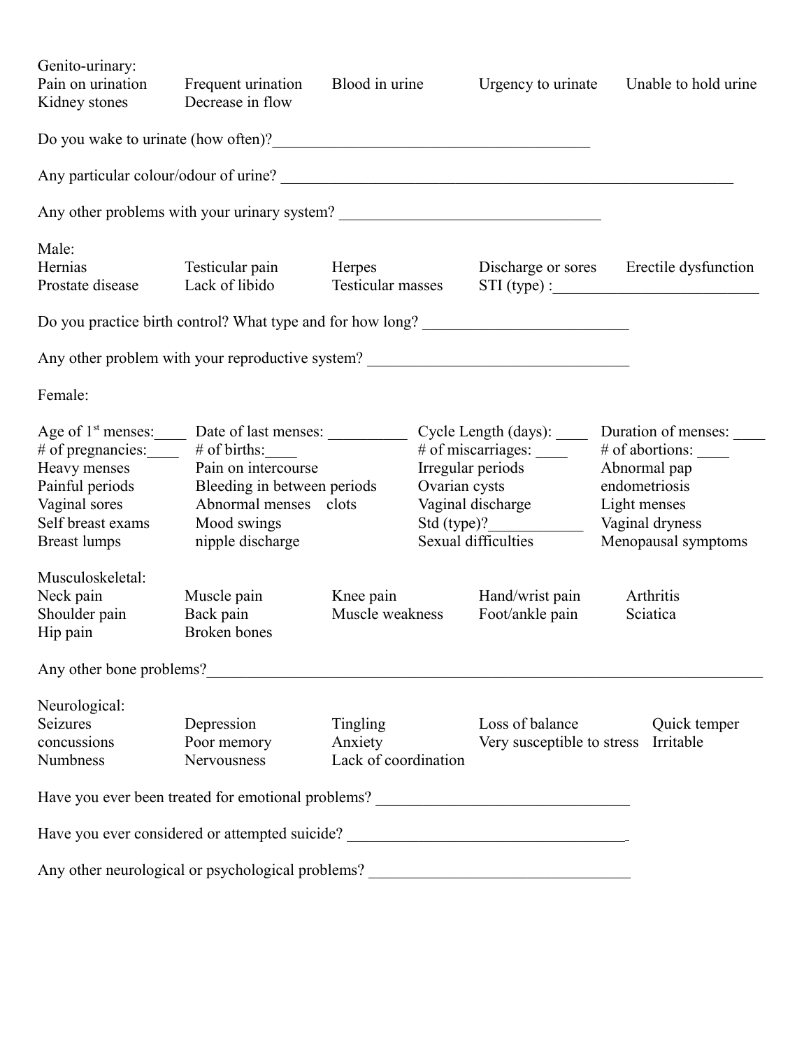Genito-urinary:

| | | | | |
|---|---|---|---|---|
| Pain on urination | Frequent urination | Blood in urine | Urgency to urinate | Unable to hold urine |
| Kidney stones | Decrease in flow | | | |

Do you wake to urinate (how often)?________________________________________

Any particular colour/odour of urine? ____________________________________________________________

Any other problems with your urinary system? __________________________________

Male:

| | | | | |
|---|---|---|---|---|
| Hernias | Testicular pain | Herpes | Discharge or sores | Erectile dysfunction |
| Prostate disease | Lack of libido | Testicular masses | STI (type) :__________________________ | |

Do you practice birth control? What type and for how long? _________________________

Any other problem with your reproductive system? _________________________________

Female:

| | | | |
|---|---|---|---|
| Age of 1st menses:____ | Date of last menses: __________ | Cycle Length (days): ____ | Duration of menses: ____ |
| # of pregnancies:____ | # of births:____ | # of miscarriages: ____ | # of abortions: ____ |
| Heavy menses | Pain on intercourse | Irregular periods | Abnormal pap |
| Painful periods | Bleeding in between periods | Ovarian cysts | endometriosis |
| Vaginal sores | Abnormal menses clots | Vaginal discharge | Light menses |
| Self breast exams | Mood swings | Std (type)?____________ | Vaginal dryness |
| Breast lumps | nipple discharge | Sexual difficulties | Menopausal symptoms |

Musculoskeletal:

| | | | | |
|---|---|---|---|---|
| Neck pain | Muscle pain | Knee pain | Hand/wrist pain | Arthritis |
| Shoulder pain | Back pain | Muscle weakness | Foot/ankle pain | Sciatica |
| Hip pain | Broken bones | | | |

Any other bone problems?______________________________________________________________________

Neurological:

| | | | | |
|---|---|---|---|---|
| Seizures | Depression | Tingling | Loss of balance | Quick temper |
| concussions | Poor memory | Anxiety | Very susceptible to stress | Irritable |
| Numbness | Nervousness | Lack of coordination | | |

Have you ever been treated for emotional problems? ________________________________

Have you ever considered or attempted suicide? ____________________________________

Any other neurological or psychological problems? _________________________________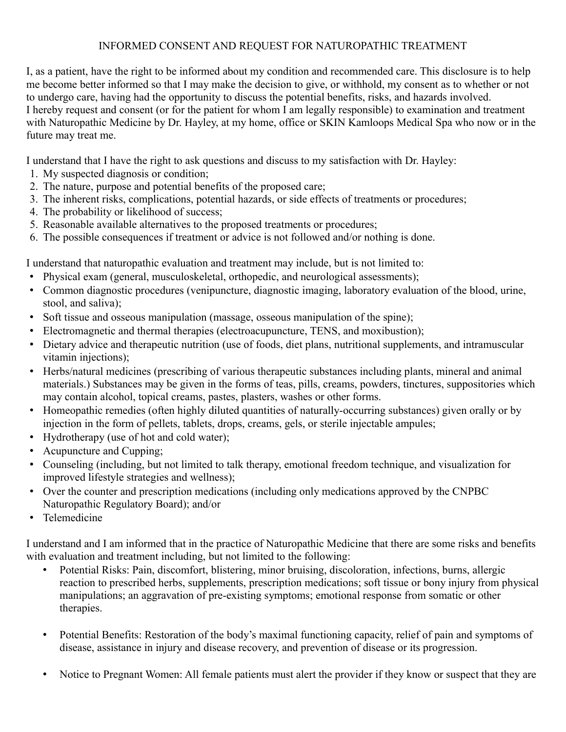# INFORMED CONSENT AND REQUEST FOR NATUROPATHIC TREATMENT

I, as a patient, have the right to be informed about my condition and recommended care. This disclosure is to help me become better informed so that I may make the decision to give, or withhold, my consent as to whether or not to undergo care, having had the opportunity to discuss the potential benefits, risks, and hazards involved.
I hereby request and consent (or for the patient for whom I am legally responsible) to examination and treatment with Naturopathic Medicine by Dr. Hayley, at my home, office or SKIN Kamloops Medical Spa who now or in the future may treat me.

I understand that I have the right to ask questions and discuss to my satisfaction with Dr. Hayley:

1. My suspected diagnosis or condition;
2. The nature, purpose and potential benefits of the proposed care;
3. The inherent risks, complications, potential hazards, or side effects of treatments or procedures;
4. The probability or likelihood of success;
5. Reasonable available alternatives to the proposed treatments or procedures;
6. The possible consequences if treatment or advice is not followed and/or nothing is done.

I understand that naturopathic evaluation and treatment may include, but is not limited to:

- Physical exam (general, musculoskeletal, orthopedic, and neurological assessments);
- Common diagnostic procedures (venipuncture, diagnostic imaging, laboratory evaluation of the blood, urine, stool, and saliva);
- Soft tissue and osseous manipulation (massage, osseous manipulation of the spine);
- Electromagnetic and thermal therapies (electroacupuncture, TENS, and moxibustion);
- Dietary advice and therapeutic nutrition (use of foods, diet plans, nutritional supplements, and intramuscular vitamin injections);
- Herbs/natural medicines (prescribing of various therapeutic substances including plants, mineral and animal materials.) Substances may be given in the forms of teas, pills, creams, powders, tinctures, suppositories which may contain alcohol, topical creams, pastes, plasters, washes or other forms.
- Homeopathic remedies (often highly diluted quantities of naturally-occurring substances) given orally or by injection in the form of pellets, tablets, drops, creams, gels, or sterile injectable ampules;
- Hydrotherapy (use of hot and cold water);
- Acupuncture and Cupping;
- Counseling (including, but not limited to talk therapy, emotional freedom technique, and visualization for improved lifestyle strategies and wellness);
- Over the counter and prescription medications (including only medications approved by the CNPBC Naturopathic Regulatory Board); and/or
- Telemedicine

I understand and I am informed that in the practice of Naturopathic Medicine that there are some risks and benefits with evaluation and treatment including, but not limited to the following:

- Potential Risks: Pain, discomfort, blistering, minor bruising, discoloration, infections, burns, allergic reaction to prescribed herbs, supplements, prescription medications; soft tissue or bony injury from physical manipulations; an aggravation of pre-existing symptoms; emotional response from somatic or other therapies.

- Potential Benefits: Restoration of the body's maximal functioning capacity, relief of pain and symptoms of disease, assistance in injury and disease recovery, and prevention of disease or its progression.

- Notice to Pregnant Women: All female patients must alert the provider if they know or suspect that they are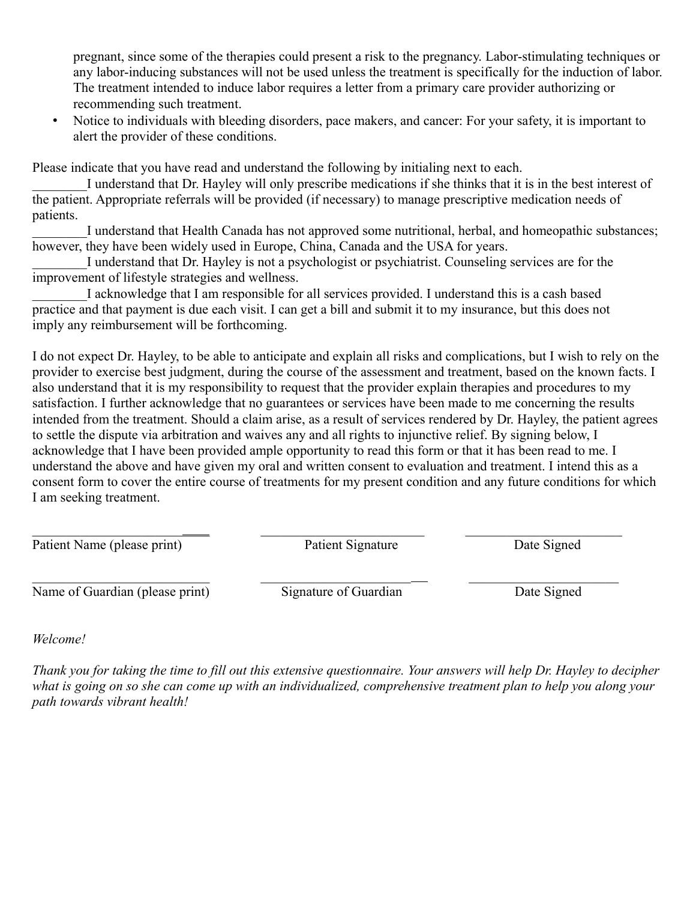pregnant, since some of the therapies could present a risk to the pregnancy. Labor-stimulating techniques or any labor-inducing substances will not be used unless the treatment is specifically for the induction of labor. The treatment intended to induce labor requires a letter from a primary care provider authorizing or recommending such treatment.

- Notice to individuals with bleeding disorders, pace makers, and cancer: For your safety, it is important to alert the provider of these conditions.

Please indicate that you have read and understand the following by initialing next to each.

________I understand that Dr. Hayley will only prescribe medications if she thinks that it is in the best interest of the patient. Appropriate referrals will be provided (if necessary) to manage prescriptive medication needs of patients.

________I understand that Health Canada has not approved some nutritional, herbal, and homeopathic substances; however, they have been widely used in Europe, China, Canada and the USA for years.

________I understand that Dr. Hayley is not a psychologist or psychiatrist. Counseling services are for the improvement of lifestyle strategies and wellness.

________I acknowledge that I am responsible for all services provided. I understand this is a cash based practice and that payment is due each visit. I can get a bill and submit it to my insurance, but this does not imply any reimbursement will be forthcoming.

I do not expect Dr. Hayley, to be able to anticipate and explain all risks and complications, but I wish to rely on the provider to exercise best judgment, during the course of the assessment and treatment, based on the known facts. I also understand that it is my responsibility to request that the provider explain therapies and procedures to my satisfaction. I further acknowledge that no guarantees or services have been made to me concerning the results intended from the treatment. Should a claim arise, as a result of services rendered by Dr. Hayley, the patient agrees to settle the dispute via arbitration and waives any and all rights to injunctive relief. By signing below, I acknowledge that I have been provided ample opportunity to read this form or that it has been read to me. I understand the above and have given my oral and written consent to evaluation and treatment. I intend this as a consent form to cover the entire course of treatments for my present condition and any future conditions for which I am seeking treatment.

____________________________ ____________________________ ____________________________

Patient Name (please print) Patient Signature Date Signed

____________________________ ____________________________ ____________________________

Name of Guardian (please print) Signature of Guardian Date Signed

*Welcome!*

*Thank you for taking the time to fill out this extensive questionnaire. Your answers will help Dr. Hayley to decipher what is going on so she can come up with an individualized, comprehensive treatment plan to help you along your path towards vibrant health!*